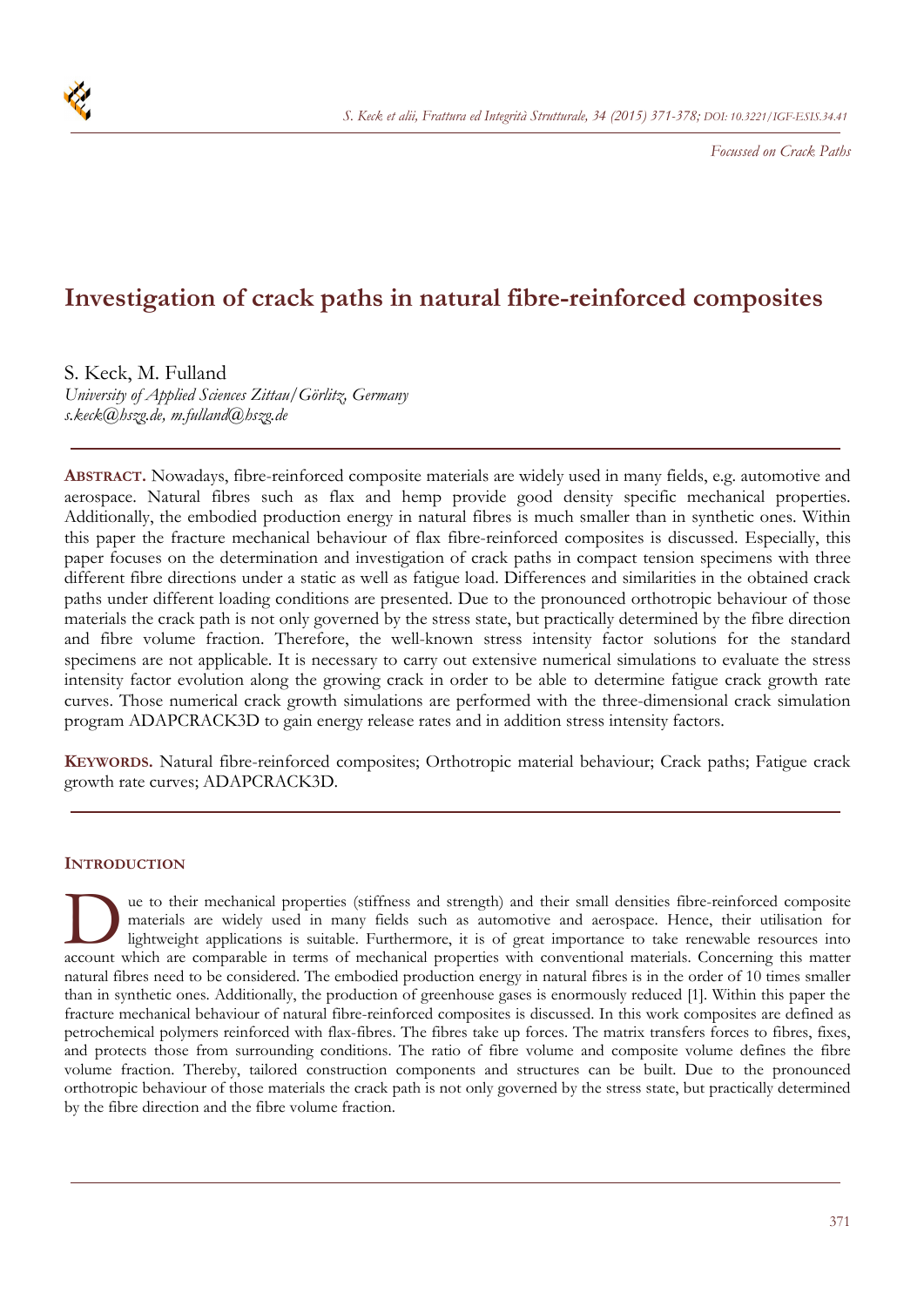*Focussed on Crack Paths*

# Investigation of crack paths in natural fibre-reinforced composites

S. Keck, M. Fulland
*University of Applied Sciences Zittau/Görlitz, Germany*
*s.keck@hszg.de, m.fulland@hszg.de*

---

**ABSTRACT.** Nowadays, fibre-reinforced composite materials are widely used in many fields, e.g. automotive and aerospace. Natural fibres such as flax and hemp provide good density specific mechanical properties. Additionally, the embodied production energy in natural fibres is much smaller than in synthetic ones. Within this paper the fracture mechanical behaviour of flax fibre-reinforced composites is discussed. Especially, this paper focuses on the determination and investigation of crack paths in compact tension specimens with three different fibre directions under a static as well as fatigue load. Differences and similarities in the obtained crack paths under different loading conditions are presented. Due to the pronounced orthotropic behaviour of those materials the crack path is not only governed by the stress state, but practically determined by the fibre direction and fibre volume fraction. Therefore, the well-known stress intensity factor solutions for the standard specimens are not applicable. It is necessary to carry out extensive numerical simulations to evaluate the stress intensity factor evolution along the growing crack in order to be able to determine fatigue crack growth rate curves. Those numerical crack growth simulations are performed with the three-dimensional crack simulation program ADAPCRACK3D to gain energy release rates and in addition stress intensity factors.

**KEYWORDS.** Natural fibre-reinforced composites; Orthotropic material behaviour; Crack paths; Fatigue crack growth rate curves; ADAPCRACK3D.

---

## INTRODUCTION

Due to their mechanical properties (stiffness and strength) and their small densities fibre-reinforced composite materials are widely used in many fields such as automotive and aerospace. Hence, their utilisation for lightweight applications is suitable. Furthermore, it is of great importance to take renewable resources into account which are comparable in terms of mechanical properties with conventional materials. Concerning this matter natural fibres need to be considered. The embodied production energy in natural fibres is in the order of 10 times smaller than in synthetic ones. Additionally, the production of greenhouse gases is enormously reduced [1]. Within this paper the fracture mechanical behaviour of natural fibre-reinforced composites is discussed. In this work composites are defined as petrochemical polymers reinforced with flax-fibres. The fibres take up forces. The matrix transfers forces to fibres, fixes, and protects those from surrounding conditions. The ratio of fibre volume and composite volume defines the fibre volume fraction. Thereby, tailored construction components and structures can be built. Due to the pronounced orthotropic behaviour of those materials the crack path is not only governed by the stress state, but practically determined by the fibre direction and the fibre volume fraction.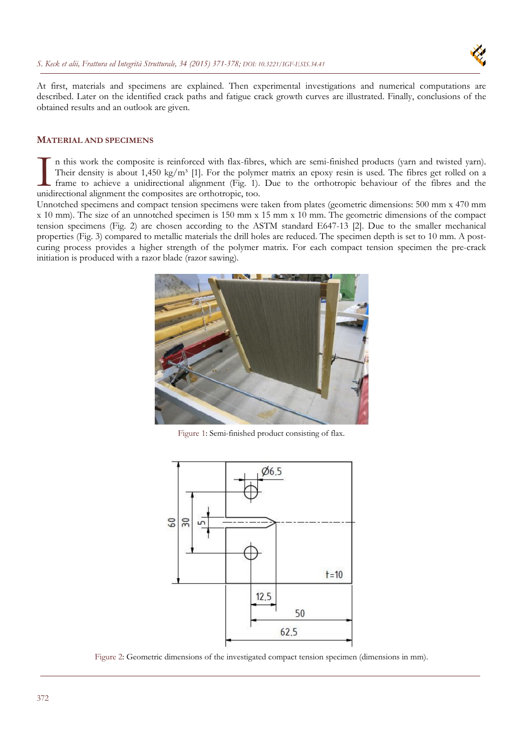At first, materials and specimens are explained. Then experimental investigations and numerical computations are described. Later on the identified crack paths and fatigue crack growth curves are illustrated. Finally, conclusions of the obtained results and an outlook are given.

## MATERIAL AND SPECIMENS

In this work the composite is reinforced with flax-fibres, which are semi-finished products (yarn and twisted yarn). Their density is about 1,450 kg/m³ [1]. For the polymer matrix an epoxy resin is used. The fibres get rolled on a frame to achieve a unidirectional alignment (Fig. 1). Due to the orthotropic behaviour of the fibres and the unidirectional alignment the composites are orthotropic, too.

Unnotched specimens and compact tension specimens were taken from plates (geometric dimensions: 500 mm x 470 mm x 10 mm). The size of an unnotched specimen is 150 mm x 15 mm x 10 mm. The geometric dimensions of the compact tension specimens (Fig. 2) are chosen according to the ASTM standard E647-13 [2]. Due to the smaller mechanical properties (Fig. 3) compared to metallic materials the drill holes are reduced. The specimen depth is set to 10 mm. A post-curing process provides a higher strength of the polymer matrix. For each compact tension specimen the pre-crack initiation is produced with a razor blade (razor sawing).

Figure 1: Semi-finished product consisting of flax.

Figure 2: Geometric dimensions of the investigated compact tension specimen (dimensions in mm).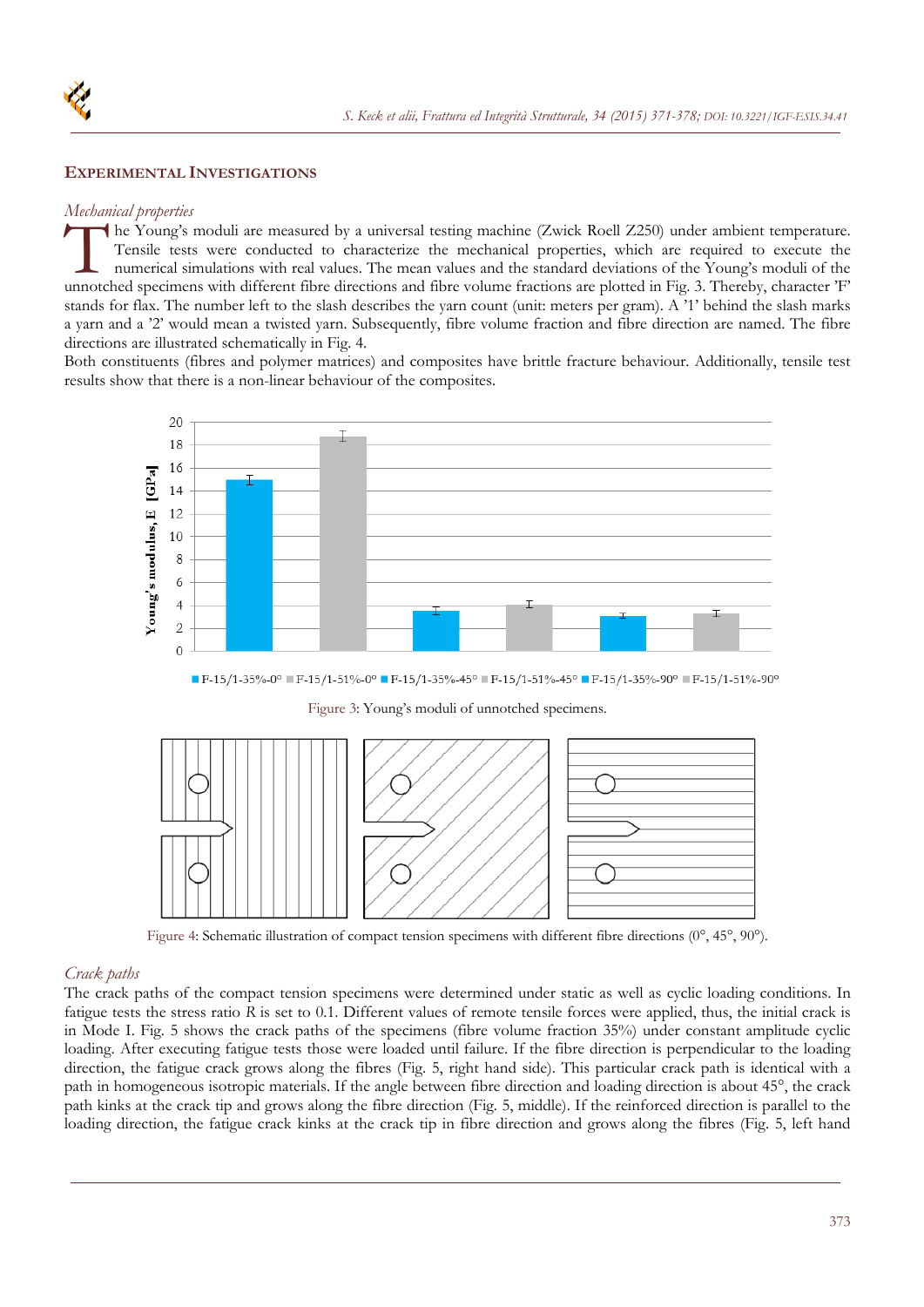## EXPERIMENTAL INVESTIGATIONS

### *Mechanical properties*

The Young's moduli are measured by a universal testing machine (Zwick Roell Z250) under ambient temperature. Tensile tests were conducted to characterize the mechanical properties, which are required to execute the numerical simulations with real values. The mean values and the standard deviations of the Young's moduli of the unnotched specimens with different fibre directions and fibre volume fractions are plotted in Fig. 3. Thereby, character 'F' stands for flax. The number left to the slash describes the yarn count (unit: meters per gram). A '1' behind the slash marks a yarn and a '2' would mean a twisted yarn. Subsequently, fibre volume fraction and fibre direction are named. The fibre directions are illustrated schematically in Fig. 4.

Both constituents (fibres and polymer matrices) and composites have brittle fracture behaviour. Additionally, tensile test results show that there is a non-linear behaviour of the composites.

Figure 3: Young's moduli of unnotched specimens.

Figure 4: Schematic illustration of compact tension specimens with different fibre directions (0°, 45°, 90°).

### *Crack paths*

The crack paths of the compact tension specimens were determined under static as well as cyclic loading conditions. In fatigue tests the stress ratio $R$ is set to 0.1. Different values of remote tensile forces were applied, thus, the initial crack is in Mode I. Fig. 5 shows the crack paths of the specimens (fibre volume fraction 35%) under constant amplitude cyclic loading. After executing fatigue tests those were loaded until failure. If the fibre direction is perpendicular to the loading direction, the fatigue crack grows along the fibres (Fig. 5, right hand side). This particular crack path is identical with a path in homogeneous isotropic materials. If the angle between fibre direction and loading direction is about 45°, the crack path kinks at the crack tip and grows along the fibre direction (Fig. 5, middle). If the reinforced direction is parallel to the loading direction, the fatigue crack kinks at the crack tip in fibre direction and grows along the fibres (Fig. 5, left hand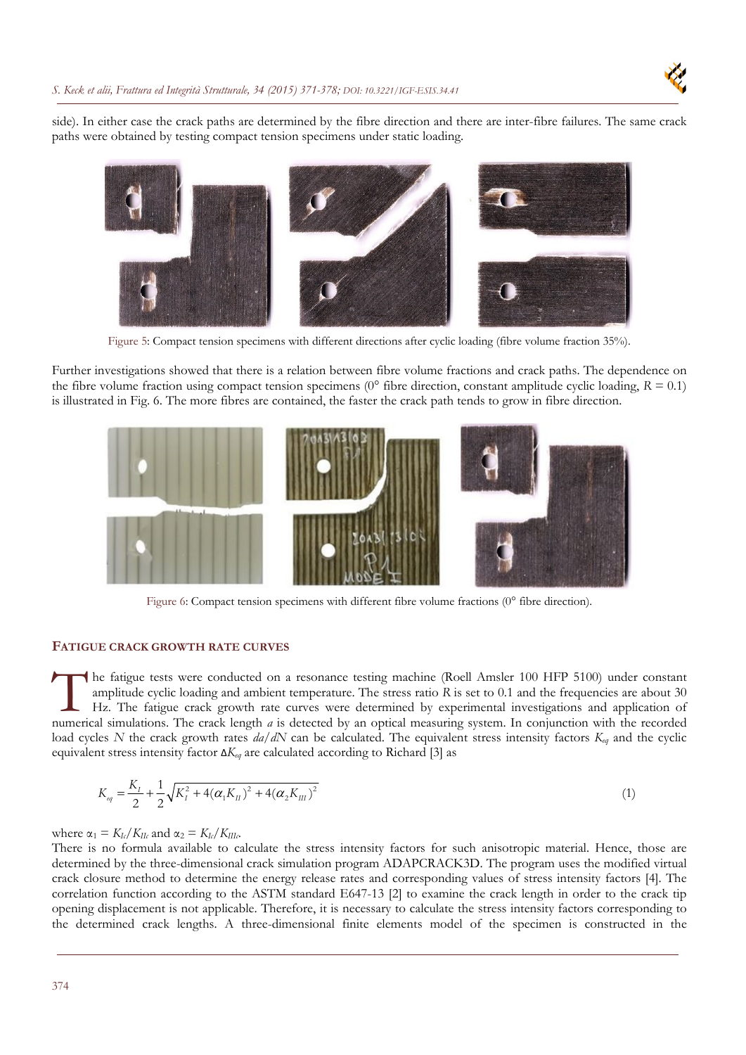side). In either case the crack paths are determined by the fibre direction and there are inter-fibre failures. The same crack paths were obtained by testing compact tension specimens under static loading.

Figure 5: Compact tension specimens with different directions after cyclic loading (fibre volume fraction 35%).

Further investigations showed that there is a relation between fibre volume fractions and crack paths. The dependence on the fibre volume fraction using compact tension specimens (0° fibre direction, constant amplitude cyclic loading, $R = 0.1$) is illustrated in Fig. 6. The more fibres are contained, the faster the crack path tends to grow in fibre direction.

Figure 6: Compact tension specimens with different fibre volume fractions (0° fibre direction).

## FATIGUE CRACK GROWTH RATE CURVES

The fatigue tests were conducted on a resonance testing machine (Roell Amsler 100 HFP 5100) under constant amplitude cyclic loading and ambient temperature. The stress ratio $R$ is set to 0.1 and the frequencies are about 30 Hz. The fatigue crack growth rate curves were determined by experimental investigations and application of numerical simulations. The crack length $a$ is detected by an optical measuring system. In conjunction with the recorded load cycles $N$ the crack growth rates $da/dN$ can be calculated. The equivalent stress intensity factors $K_{eq}$ and the cyclic equivalent stress intensity factor $\Delta K_{eq}$ are calculated according to Richard [3] as

$$K_{eq} = \frac{K_I}{2} + \frac{1}{2}\sqrt{K_I^2 + 4(\alpha_1 K_{II})^2 + 4(\alpha_2 K_{III})^2} \tag{1}$$

where $\alpha_1 = K_{Ic}/K_{IIc}$ and $\alpha_2 = K_{Ic}/K_{IIIc}$.

There is no formula available to calculate the stress intensity factors for such anisotropic material. Hence, those are determined by the three-dimensional crack simulation program ADAPCRACK3D. The program uses the modified virtual crack closure method to determine the energy release rates and corresponding values of stress intensity factors [4]. The correlation function according to the ASTM standard E647-13 [2] to examine the crack length in order to the crack tip opening displacement is not applicable. Therefore, it is necessary to calculate the stress intensity factors corresponding to the determined crack lengths. A three-dimensional finite elements model of the specimen is constructed in the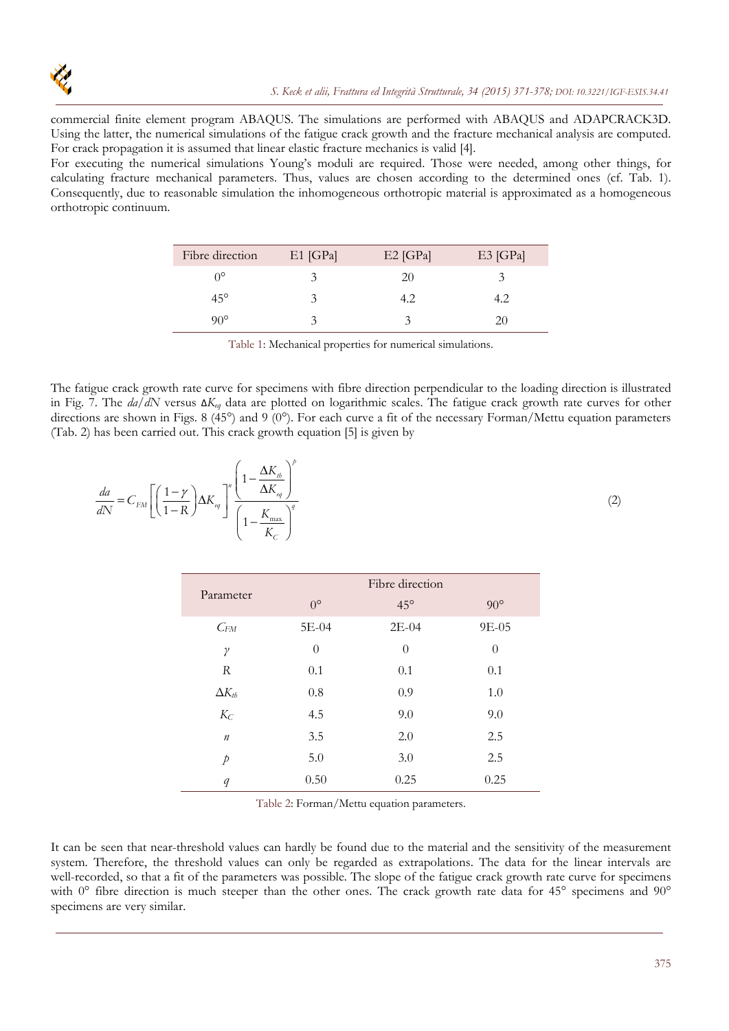commercial finite element program ABAQUS. The simulations are performed with ABAQUS and ADAPCRACK3D. Using the latter, the numerical simulations of the fatigue crack growth and the fracture mechanical analysis are computed. For crack propagation it is assumed that linear elastic fracture mechanics is valid [4].

For executing the numerical simulations Young's moduli are required. Those were needed, among other things, for calculating fracture mechanical parameters. Thus, values are chosen according to the determined ones (cf. Tab. 1). Consequently, due to reasonable simulation the inhomogeneous orthotropic material is approximated as a homogeneous orthotropic continuum.

| Fibre direction | E1 [GPa] | E2 [GPa] | E3 [GPa] |
| --- | --- | --- | --- |
| 0° | 3 | 20 | 3 |
| 45° | 3 | 4.2 | 4.2 |
| 90° | 3 | 3 | 20 |

Table 1: Mechanical properties for numerical simulations.

The fatigue crack growth rate curve for specimens with fibre direction perpendicular to the loading direction is illustrated in Fig. 7. The $da/dN$ versus $\Delta K_{eq}$ data are plotted on logarithmic scales. The fatigue crack growth rate curves for other directions are shown in Figs. 8 (45°) and 9 (0°). For each curve a fit of the necessary Forman/Mettu equation parameters (Tab. 2) has been carried out. This crack growth equation [5] is given by

$$\frac{da}{dN} = C_{FM}\left[\left(\frac{1-\gamma}{1-R}\right)\Delta K_{eq}\right]^{n} \frac{\left(1-\dfrac{\Delta K_{th}}{\Delta K_{eq}}\right)^{p}}{\left(1-\dfrac{K_{\max}}{K_{C}}\right)^{q}} \tag{2}$$

| Parameter | Fibre direction | | |
| --- | --- | --- | --- |
| | 0° | 45° | 90° |
| $C_{FM}$ | 5E-04 | 2E-04 | 9E-05 |
| $\gamma$ | 0 | 0 | 0 |
| $R$ | 0.1 | 0.1 | 0.1 |
| $\Delta K_{th}$ | 0.8 | 0.9 | 1.0 |
| $K_C$ | 4.5 | 9.0 | 9.0 |
| $n$ | 3.5 | 2.0 | 2.5 |
| $p$ | 5.0 | 3.0 | 2.5 |
| $q$ | 0.50 | 0.25 | 0.25 |

Table 2: Forman/Mettu equation parameters.

It can be seen that near-threshold values can hardly be found due to the material and the sensitivity of the measurement system. Therefore, the threshold values can only be regarded as extrapolations. The data for the linear intervals are well-recorded, so that a fit of the parameters was possible. The slope of the fatigue crack growth rate curve for specimens with 0° fibre direction is much steeper than the other ones. The crack growth rate data for 45° specimens and 90° specimens are very similar.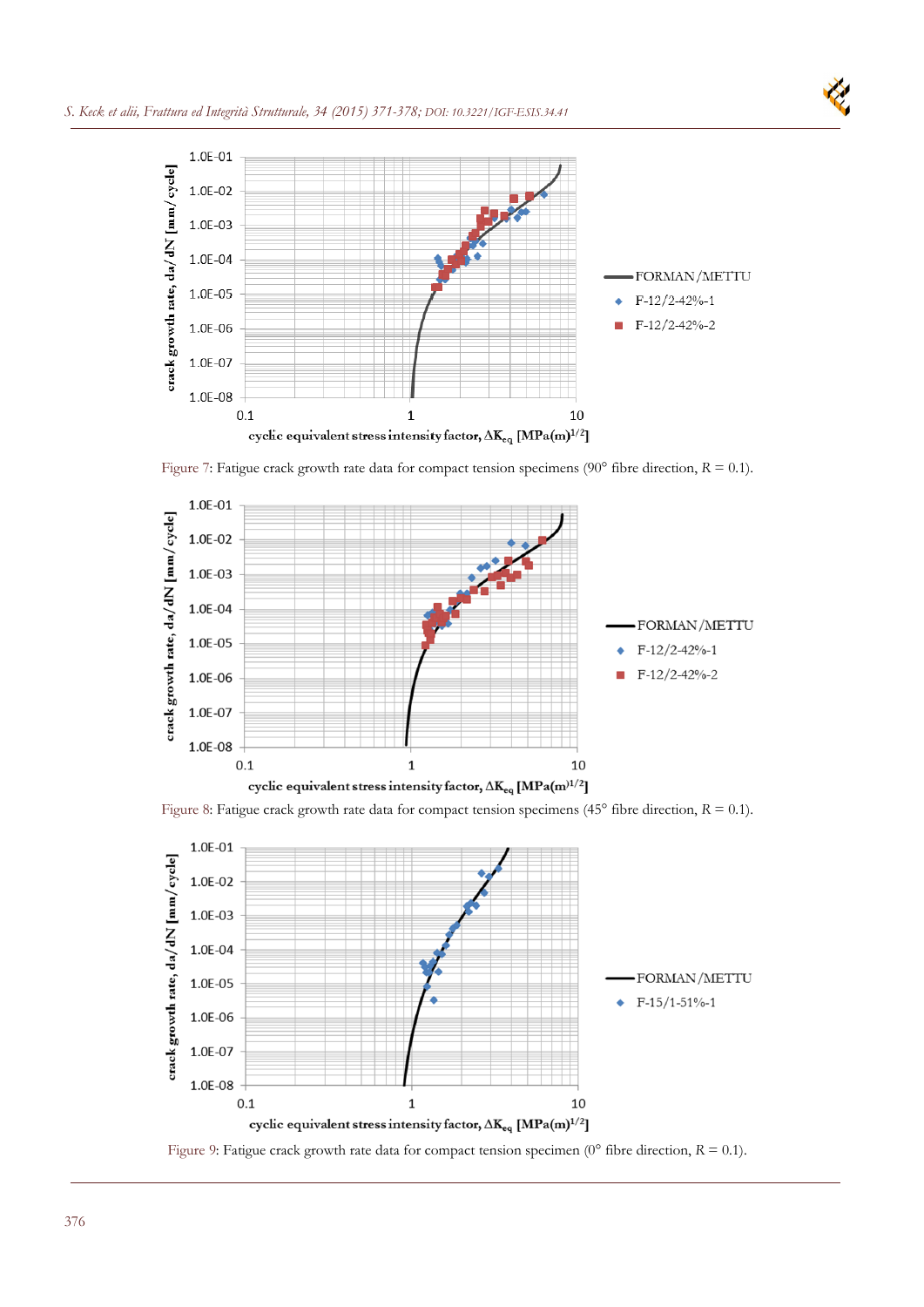Figure 7: Fatigue crack growth rate data for compact tension specimens (90° fibre direction, $R = 0.1$).

Figure 8: Fatigue crack growth rate data for compact tension specimens (45° fibre direction, $R = 0.1$).

Figure 9: Fatigue crack growth rate data for compact tension specimen (0° fibre direction, $R = 0.1$).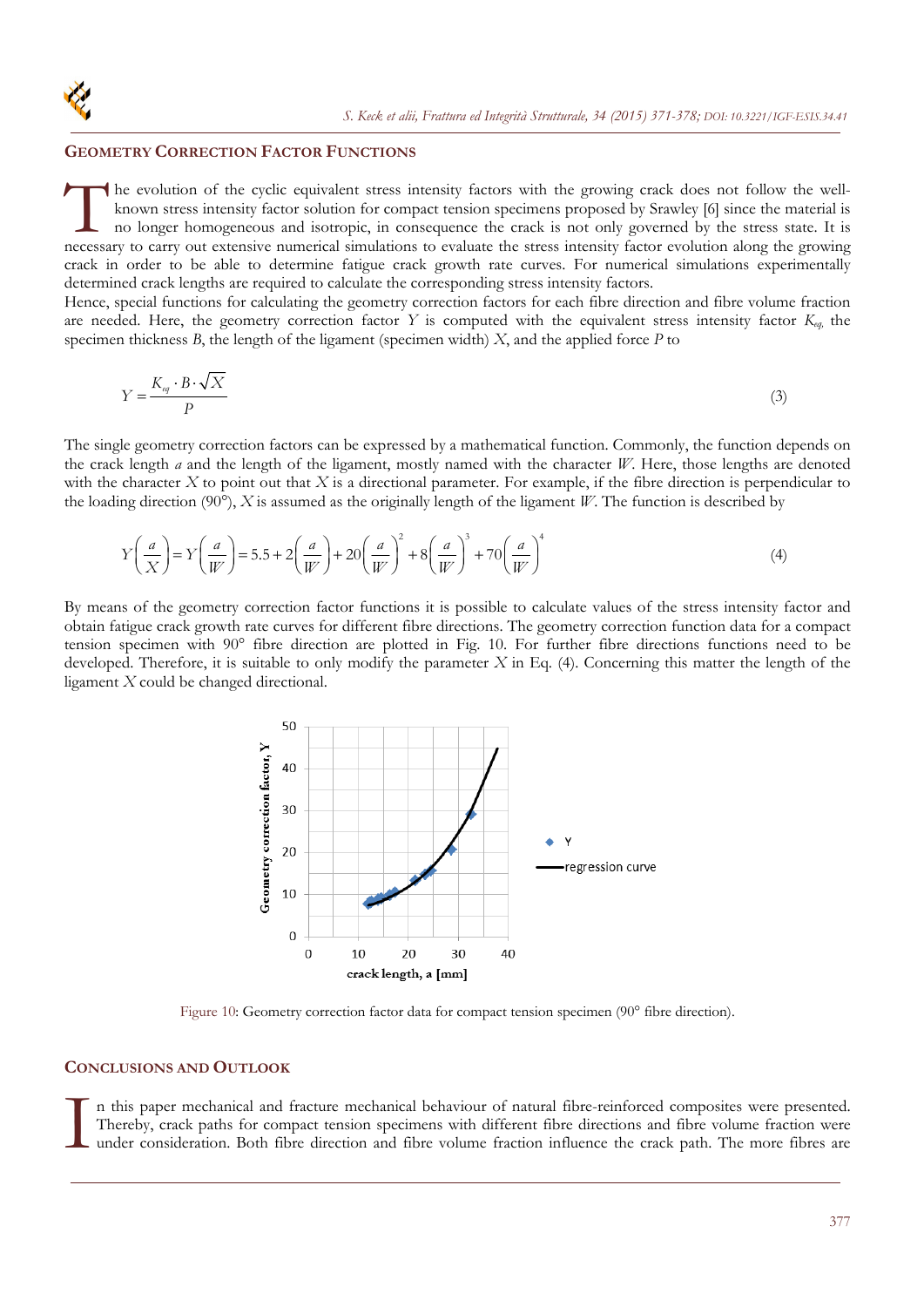## GEOMETRY CORRECTION FACTOR FUNCTIONS

The evolution of the cyclic equivalent stress intensity factors with the growing crack does not follow the well-known stress intensity factor solution for compact tension specimens proposed by Srawley [6] since the material is no longer homogeneous and isotropic, in consequence the crack is not only governed by the stress state. It is necessary to carry out extensive numerical simulations to evaluate the stress intensity factor evolution along the growing crack in order to be able to determine fatigue crack growth rate curves. For numerical simulations experimentally determined crack lengths are required to calculate the corresponding stress intensity factors.

Hence, special functions for calculating the geometry correction factors for each fibre direction and fibre volume fraction are needed. Here, the geometry correction factor $Y$ is computed with the equivalent stress intensity factor $K_{eq}$, the specimen thickness $B$, the length of the ligament (specimen width) $X$, and the applied force $P$ to

$$Y = \frac{K_{eq} \cdot B \cdot \sqrt{X}}{P} \tag{3}$$

The single geometry correction factors can be expressed by a mathematical function. Commonly, the function depends on the crack length $a$ and the length of the ligament, mostly named with the character $W$. Here, those lengths are denoted with the character $X$ to point out that $X$ is a directional parameter. For example, if the fibre direction is perpendicular to the loading direction (90°), $X$ is assumed as the originally length of the ligament $W$. The function is described by

$$Y\left(\frac{a}{X}\right) = Y\left(\frac{a}{W}\right) = 5.5 + 2\left(\frac{a}{W}\right) + 20\left(\frac{a}{W}\right)^2 + 8\left(\frac{a}{W}\right)^3 + 70\left(\frac{a}{W}\right)^4 \tag{4}$$

By means of the geometry correction factor functions it is possible to calculate values of the stress intensity factor and obtain fatigue crack growth rate curves for different fibre directions. The geometry correction function data for a compact tension specimen with 90° fibre direction are plotted in Fig. 10. For further fibre directions functions need to be developed. Therefore, it is suitable to only modify the parameter $X$ in Eq. (4). Concerning this matter the length of the ligament $X$ could be changed directional.

Figure 10: Geometry correction factor data for compact tension specimen (90° fibre direction).

## CONCLUSIONS AND OUTLOOK

In this paper mechanical and fracture mechanical behaviour of natural fibre-reinforced composites were presented. Thereby, crack paths for compact tension specimens with different fibre directions and fibre volume fraction were under consideration. Both fibre direction and fibre volume fraction influence the crack path. The more fibres are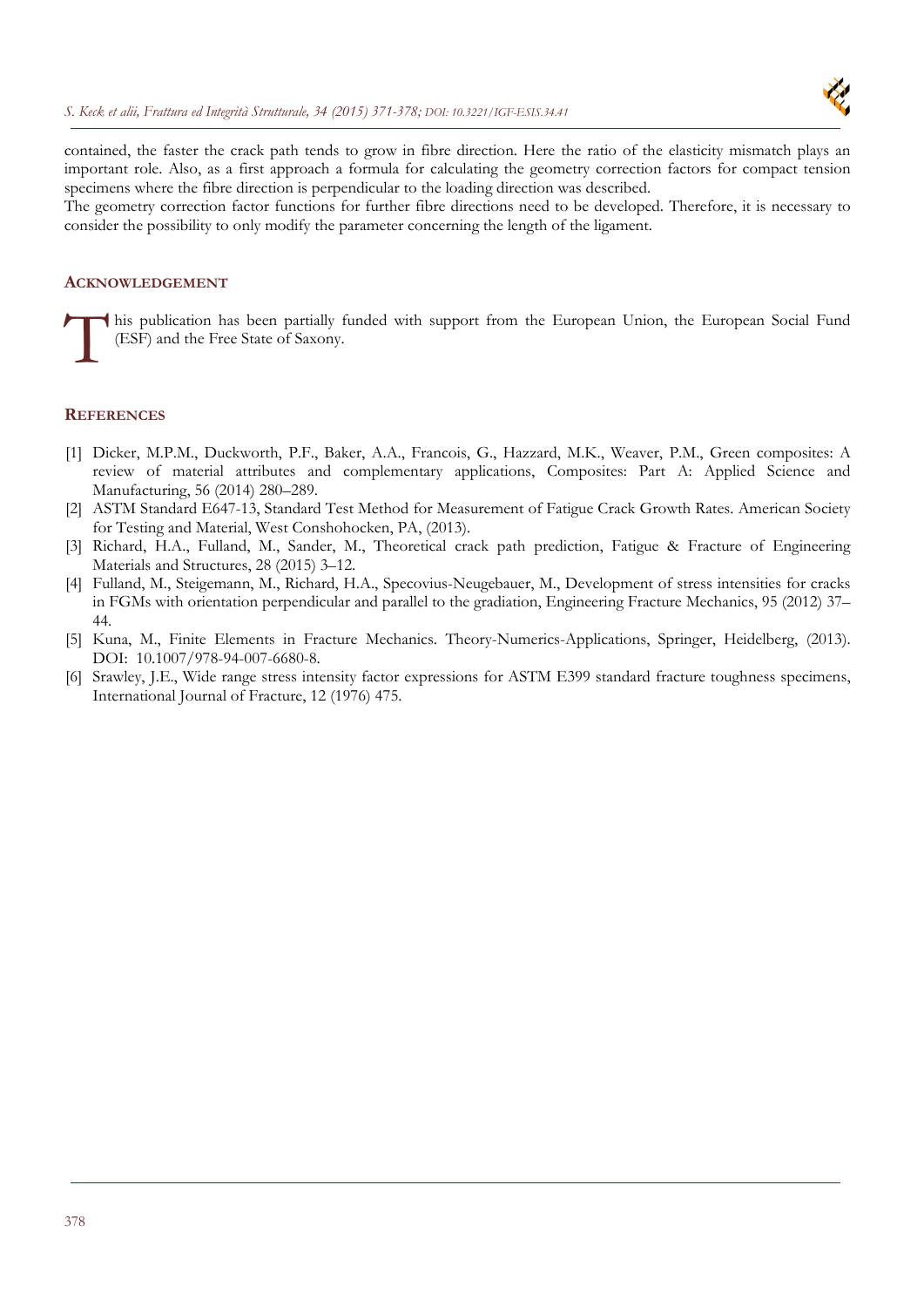contained, the faster the crack path tends to grow in fibre direction. Here the ratio of the elasticity mismatch plays an important role. Also, as a first approach a formula for calculating the geometry correction factors for compact tension specimens where the fibre direction is perpendicular to the loading direction was described.

The geometry correction factor functions for further fibre directions need to be developed. Therefore, it is necessary to consider the possibility to only modify the parameter concerning the length of the ligament.

## ACKNOWLEDGEMENT

This publication has been partially funded with support from the European Union, the European Social Fund (ESF) and the Free State of Saxony.

## REFERENCES

[1] Dicker, M.P.M., Duckworth, P.F., Baker, A.A., Francois, G., Hazzard, M.K., Weaver, P.M., Green composites: A review of material attributes and complementary applications, Composites: Part A: Applied Science and Manufacturing, 56 (2014) 280–289.

[2] ASTM Standard E647-13, Standard Test Method for Measurement of Fatigue Crack Growth Rates. American Society for Testing and Material, West Conshohocken, PA, (2013).

[3] Richard, H.A., Fulland, M., Sander, M., Theoretical crack path prediction, Fatigue & Fracture of Engineering Materials and Structures, 28 (2015) 3–12.

[4] Fulland, M., Steigemann, M., Richard, H.A., Specovius-Neugebauer, M., Development of stress intensities for cracks in FGMs with orientation perpendicular and parallel to the gradiation, Engineering Fracture Mechanics, 95 (2012) 37–44.

[5] Kuna, M., Finite Elements in Fracture Mechanics. Theory-Numerics-Applications, Springer, Heidelberg, (2013). DOI: 10.1007/978-94-007-6680-8.

[6] Srawley, J.E., Wide range stress intensity factor expressions for ASTM E399 standard fracture toughness specimens, International Journal of Fracture, 12 (1976) 475.